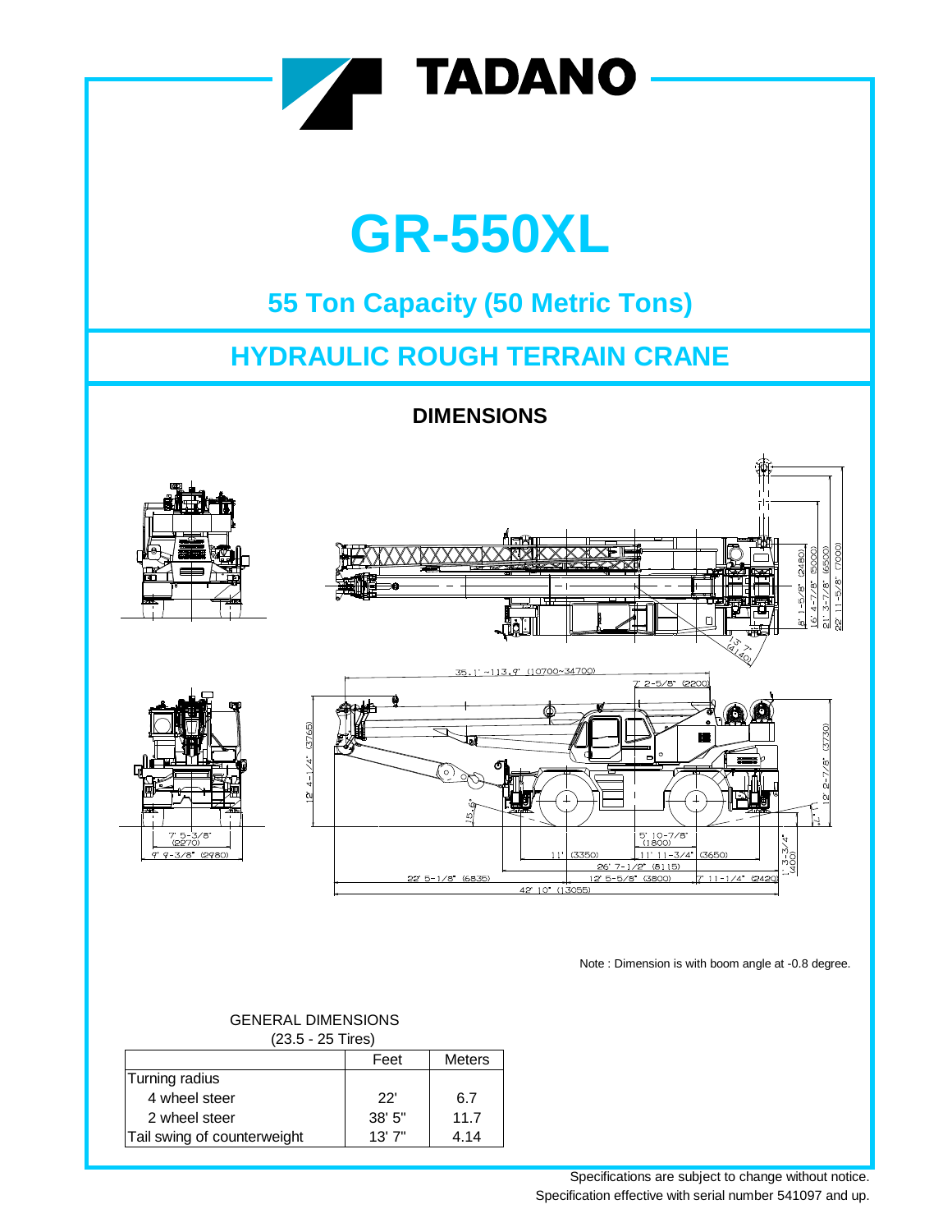# GR-550XL

## 55 Ton Capacity (50 Metric Tons)

## HYDRAULIC ROUGH TERRAIN CRANE

### DIMENSIONS

Note : Dimension is with boom angle at -0.8 degree.

GENERAL DIMENSIONS
(23.5 - 25 Tires)

| | Feet | Meters |
|---|---|---|
| Turning radius | | |
| 4 wheel steer | 22' | 6.7 |
| 2 wheel steer | 38' 5" | 11.7 |
| Tail swing of counterweight | 13' 7" | 4.14 |

Specifications are subject to change without notice.
Specification effective with serial number 541097 and up.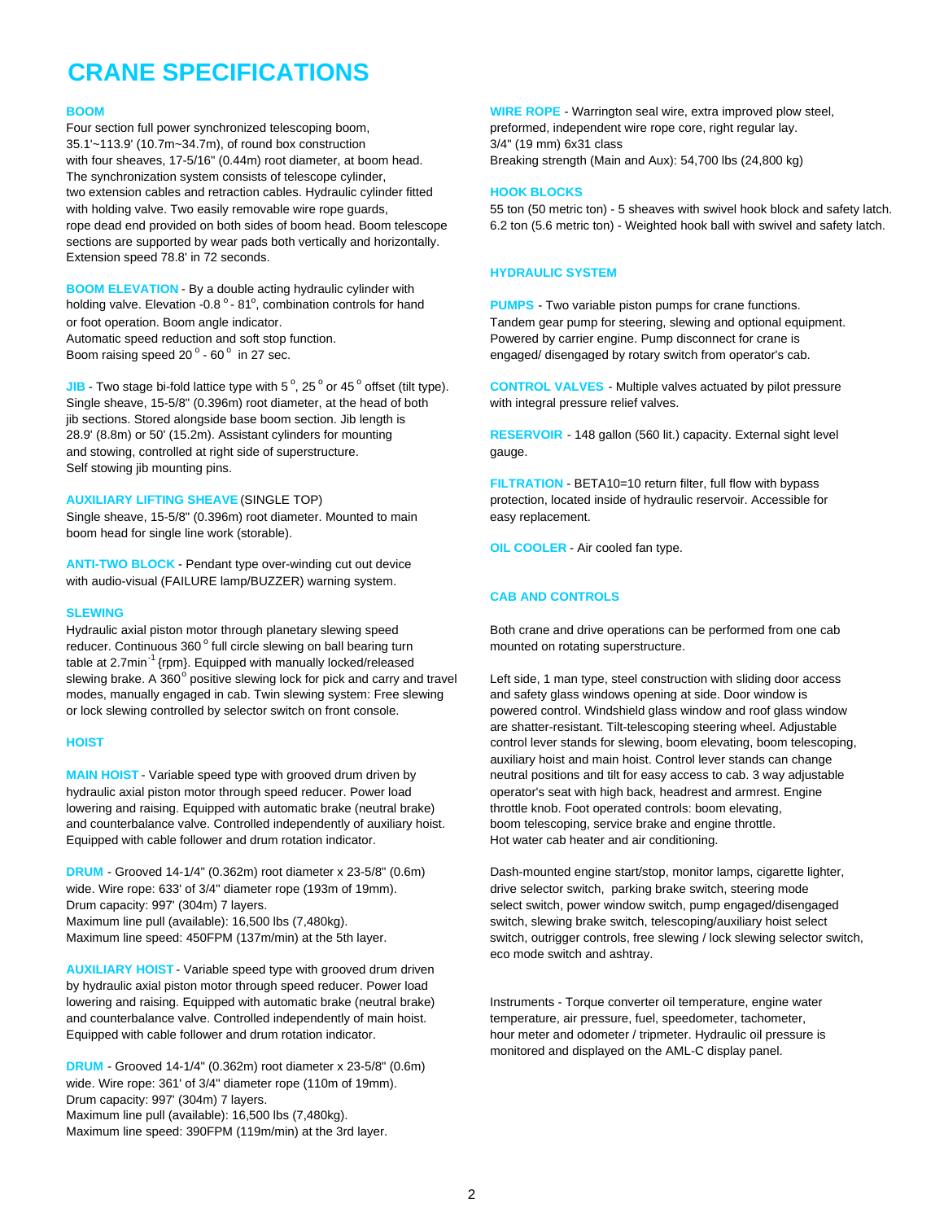# CRANE SPECIFICATIONS

**BOOM**

Four section full power synchronized telescoping boom, 35.1'~113.9' (10.7m~34.7m), of round box construction with four sheaves, 17-5/16" (0.44m) root diameter, at boom head. The synchronization system consists of telescope cylinder, two extension cables and retraction cables. Hydraulic cylinder fitted with holding valve. Two easily removable wire rope guards, rope dead end provided on both sides of boom head. Boom telescope sections are supported by wear pads both vertically and horizontally. Extension speed 78.8' in 72 seconds.

**BOOM ELEVATION** - By a double acting hydraulic cylinder with holding valve. Elevation -0.8° - 81°, combination controls for hand or foot operation. Boom angle indicator. Automatic speed reduction and soft stop function. Boom raising speed 20° - 60° in 27 sec.

**JIB** - Two stage bi-fold lattice type with 5°, 25° or 45° offset (tilt type). Single sheave, 15-5/8" (0.396m) root diameter, at the head of both jib sections. Stored alongside base boom section. Jib length is 28.9' (8.8m) or 50' (15.2m). Assistant cylinders for mounting and stowing, controlled at right side of superstructure. Self stowing jib mounting pins.

**AUXILIARY LIFTING SHEAVE** (SINGLE TOP)
Single sheave, 15-5/8" (0.396m) root diameter. Mounted to main boom head for single line work (storable).

**ANTI-TWO BLOCK** - Pendant type over-winding cut out device with audio-visual (FAILURE lamp/BUZZER) warning system.

**SLEWING**

Hydraulic axial piston motor through planetary slewing speed reducer. Continuous 360° full circle slewing on ball bearing turn table at 2.7min$^{-1}$ {rpm}. Equipped with manually locked/released slewing brake. A 360° positive slewing lock for pick and carry and travel modes, manually engaged in cab. Twin slewing system: Free slewing or lock slewing controlled by selector switch on front console.

**HOIST**

**MAIN HOIST** - Variable speed type with grooved drum driven by hydraulic axial piston motor through speed reducer. Power load lowering and raising. Equipped with automatic brake (neutral brake) and counterbalance valve. Controlled independently of auxiliary hoist. Equipped with cable follower and drum rotation indicator.

**DRUM** - Grooved 14-1/4" (0.362m) root diameter x 23-5/8" (0.6m) wide. Wire rope: 633' of 3/4" diameter rope (193m of 19mm).
Drum capacity: 997' (304m) 7 layers.
Maximum line pull (available): 16,500 lbs (7,480kg).
Maximum line speed: 450FPM (137m/min) at the 5th layer.

**AUXILIARY HOIST** - Variable speed type with grooved drum driven by hydraulic axial piston motor through speed reducer. Power load lowering and raising. Equipped with automatic brake (neutral brake) and counterbalance valve. Controlled independently of main hoist. Equipped with cable follower and drum rotation indicator.

**DRUM** - Grooved 14-1/4" (0.362m) root diameter x 23-5/8" (0.6m) wide. Wire rope: 361' of 3/4" diameter rope (110m of 19mm).
Drum capacity: 997' (304m) 7 layers.
Maximum line pull (available): 16,500 lbs (7,480kg).
Maximum line speed: 390FPM (119m/min) at the 3rd layer.

**WIRE ROPE** - Warrington seal wire, extra improved plow steel, preformed, independent wire rope core, right regular lay.
3/4" (19 mm) 6x31 class
Breaking strength (Main and Aux): 54,700 lbs (24,800 kg)

**HOOK BLOCKS**

55 ton (50 metric ton) - 5 sheaves with swivel hook block and safety latch.
6.2 ton (5.6 metric ton) - Weighted hook ball with swivel and safety latch.

**HYDRAULIC SYSTEM**

**PUMPS** - Two variable piston pumps for crane functions. Tandem gear pump for steering, slewing and optional equipment. Powered by carrier engine. Pump disconnect for crane is engaged/ disengaged by rotary switch from operator's cab.

**CONTROL VALVES** - Multiple valves actuated by pilot pressure with integral pressure relief valves.

**RESERVOIR** - 148 gallon (560 lit.) capacity. External sight level gauge.

**FILTRATION** - BETA10=10 return filter, full flow with bypass protection, located inside of hydraulic reservoir. Accessible for easy replacement.

**OIL COOLER** - Air cooled fan type.

**CAB AND CONTROLS**

Both crane and drive operations can be performed from one cab mounted on rotating superstructure.

Left side, 1 man type, steel construction with sliding door access and safety glass windows opening at side. Door window is powered control. Windshield glass window and roof glass window are shatter-resistant. Tilt-telescoping steering wheel. Adjustable control lever stands for slewing, boom elevating, boom telescoping, auxiliary hoist and main hoist. Control lever stands can change neutral positions and tilt for easy access to cab. 3 way adjustable operator's seat with high back, headrest and armrest. Engine throttle knob. Foot operated controls: boom elevating, boom telescoping, service brake and engine throttle.
Hot water cab heater and air conditioning.

Dash-mounted engine start/stop, monitor lamps, cigarette lighter, drive selector switch, parking brake switch, steering mode select switch, power window switch, pump engaged/disengaged switch, slewing brake switch, telescoping/auxiliary hoist select switch, outrigger controls, free slewing / lock slewing selector switch, eco mode switch and ashtray.

Instruments - Torque converter oil temperature, engine water temperature, air pressure, fuel, speedometer, tachometer, hour meter and odometer / tripmeter. Hydraulic oil pressure is monitored and displayed on the AML-C display panel.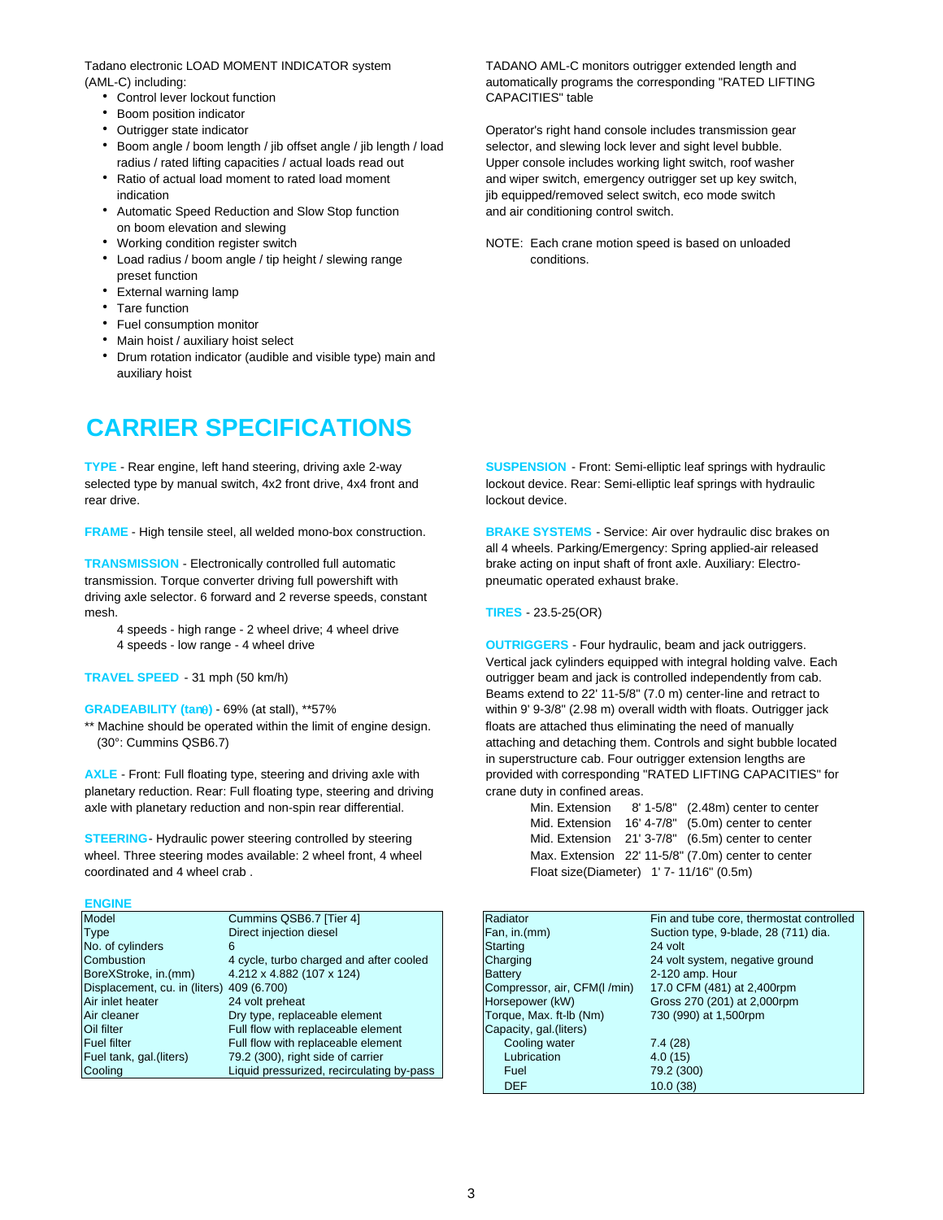Tadano electronic LOAD MOMENT INDICATOR system (AML-C) including:

- Control lever lockout function
- Boom position indicator
- Outrigger state indicator
- Boom angle / boom length / jib offset angle / jib length / load radius / rated lifting capacities / actual loads read out
- Ratio of actual load moment to rated load moment indication
- Automatic Speed Reduction and Slow Stop function on boom elevation and slewing
- Working condition register switch
- Load radius / boom angle / tip height / slewing range preset function
- External warning lamp
- Tare function
- Fuel consumption monitor
- Main hoist / auxiliary hoist select
- Drum rotation indicator (audible and visible type) main and auxiliary hoist

TADANO AML-C monitors outrigger extended length and automatically programs the corresponding "RATED LIFTING CAPACITIES" table

Operator's right hand console includes transmission gear selector, and slewing lock lever and sight level bubble. Upper console includes working light switch, roof washer and wiper switch, emergency outrigger set up key switch, jib equipped/removed select switch, eco mode switch and air conditioning control switch.

NOTE: Each crane motion speed is based on unloaded conditions.

# CARRIER SPECIFICATIONS

**TYPE** - Rear engine, left hand steering, driving axle 2-way selected type by manual switch, 4x2 front drive, 4x4 front and rear drive.

**FRAME** - High tensile steel, all welded mono-box construction.

**TRANSMISSION** - Electronically controlled full automatic transmission. Torque converter driving full powershift with driving axle selector. 6 forward and 2 reverse speeds, constant mesh.

4 speeds - high range - 2 wheel drive; 4 wheel drive
4 speeds - low range - 4 wheel drive

**TRAVEL SPEED** - 31 mph (50 km/h)

**GRADEABILITY (tanθ)** - 69% (at stall), **57%
** Machine should be operated within the limit of engine design. (30°: Cummins QSB6.7)

**AXLE** - Front: Full floating type, steering and driving axle with planetary reduction. Rear: Full floating type, steering and driving axle with planetary reduction and non-spin rear differential.

**STEERING**- Hydraulic power steering controlled by steering wheel. Three steering modes available: 2 wheel front, 4 wheel coordinated and 4 wheel crab .

**SUSPENSION** - Front: Semi-elliptic leaf springs with hydraulic lockout device. Rear: Semi-elliptic leaf springs with hydraulic lockout device.

**BRAKE SYSTEMS** - Service: Air over hydraulic disc brakes on all 4 wheels. Parking/Emergency: Spring applied-air released brake acting on input shaft of front axle. Auxiliary: Electro-pneumatic operated exhaust brake.

**TIRES** - 23.5-25(OR)

**OUTRIGGERS** - Four hydraulic, beam and jack outriggers. Vertical jack cylinders equipped with integral holding valve. Each outrigger beam and jack is controlled independently from cab. Beams extend to 22' 11-5/8" (7.0 m) center-line and retract to within 9' 9-3/8" (2.98 m) overall width with floats. Outrigger jack floats are attached thus eliminating the need of manually attaching and detaching them. Controls and sight bubble located in superstructure cab. Four outrigger extension lengths are provided with corresponding "RATED LIFTING CAPACITIES" for crane duty in confined areas.

| | | |
|---|---|---|
| Min. Extension | 8' 1-5/8" | (2.48m) center to center |
| Mid. Extension | 16' 4-7/8" | (5.0m) center to center |
| Mid. Extension | 21' 3-7/8" | (6.5m) center to center |
| Max. Extension | 22' 11-5/8" | (7.0m) center to center |
| Float size(Diameter) | 1' 7- 11/16" | (0.5m) |

**ENGINE**

| | |
|---|---|
| Model | Cummins QSB6.7 [Tier 4] |
| Type | Direct injection diesel |
| No. of cylinders | 6 |
| Combustion | 4 cycle, turbo charged and after cooled |
| BoreXStroke, in.(mm) | 4.212 x 4.882 (107 x 124) |
| Displacement, cu. in (liters) | 409 (6.700) |
| Air inlet heater | 24 volt preheat |
| Air cleaner | Dry type, replaceable element |
| Oil filter | Full flow with replaceable element |
| Fuel filter | Full flow with replaceable element |
| Fuel tank, gal.(liters) | 79.2 (300), right side of carrier |
| Cooling | Liquid pressurized, recirculating by-pass |

| | |
|---|---|
| Radiator | Fin and tube core, thermostat controlled |
| Fan, in.(mm) | Suction type, 9-blade, 28 (711) dia. |
| Starting | 24 volt |
| Charging | 24 volt system, negative ground |
| Battery | 2-120 amp. Hour |
| Compressor, air, CFM(l /min) | 17.0 CFM (481) at 2,400rpm |
| Horsepower (kW) | Gross 270 (201) at 2,000rpm |
| Torque, Max. ft-lb (Nm) | 730 (990) at 1,500rpm |
| Capacity, gal.(liters) | |
| Cooling water | 7.4 (28) |
| Lubrication | 4.0 (15) |
| Fuel | 79.2 (300) |
| DEF | 10.0 (38) |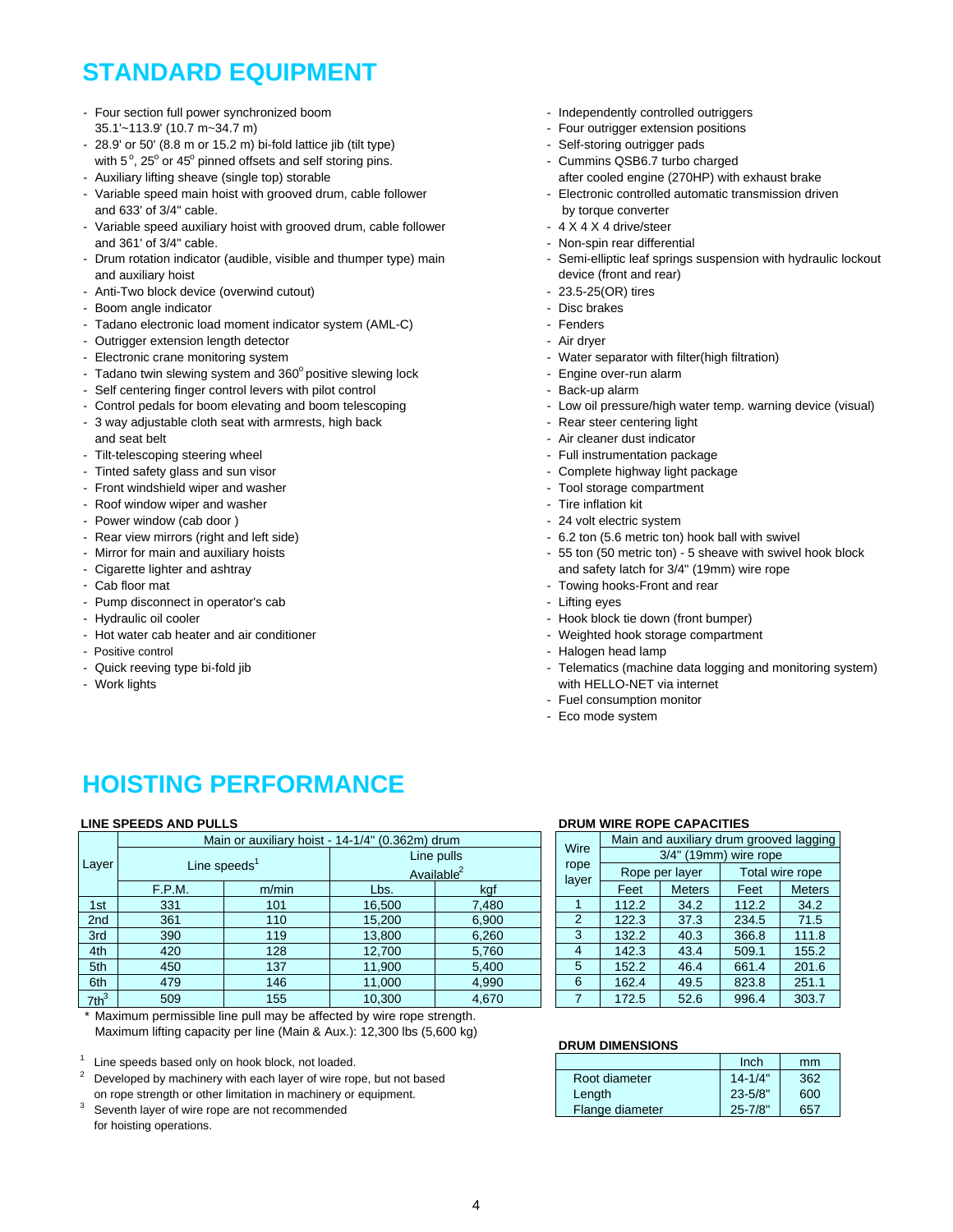# STANDARD EQUIPMENT

- Four section full power synchronized boom 35.1'~113.9' (10.7 m~34.7 m)
- 28.9' or 50' (8.8 m or 15.2 m) bi-fold lattice jib (tilt type) with 5°, 25° or 45° pinned offsets and self storing pins.
- Auxiliary lifting sheave (single top) storable
- Variable speed main hoist with grooved drum, cable follower and 633' of 3/4" cable.
- Variable speed auxiliary hoist with grooved drum, cable follower and 361' of 3/4" cable.
- Drum rotation indicator (audible, visible and thumper type) main and auxiliary hoist
- Anti-Two block device (overwind cutout)
- Boom angle indicator
- Tadano electronic load moment indicator system (AML-C)
- Outrigger extension length detector
- Electronic crane monitoring system
- Tadano twin slewing system and 360° positive slewing lock
- Self centering finger control levers with pilot control
- Control pedals for boom elevating and boom telescoping
- 3 way adjustable cloth seat with armrests, high back and seat belt
- Tilt-telescoping steering wheel
- Tinted safety glass and sun visor
- Front windshield wiper and washer
- Roof window wiper and washer
- Power window (cab door )
- Rear view mirrors (right and left side)
- Mirror for main and auxiliary hoists
- Cigarette lighter and ashtray
- Cab floor mat
- Pump disconnect in operator's cab
- Hydraulic oil cooler
- Hot water cab heater and air conditioner
- Positive control
- Quick reeving type bi-fold jib
- Work lights
- Independently controlled outriggers
- Four outrigger extension positions
- Self-storing outrigger pads
- Cummins QSB6.7 turbo charged after cooled engine (270HP) with exhaust brake
- Electronic controlled automatic transmission driven by torque converter
- 4 X 4 X 4 drive/steer
- Non-spin rear differential
- Semi-elliptic leaf springs suspension with hydraulic lockout device (front and rear)
- 23.5-25(OR) tires
- Disc brakes
- Fenders
- Air dryer
- Water separator with filter(high filtration)
- Engine over-run alarm
- Back-up alarm
- Low oil pressure/high water temp. warning device (visual)
- Rear steer centering light
- Air cleaner dust indicator
- Full instrumentation package
- Complete highway light package
- Tool storage compartment
- Tire inflation kit
- 24 volt electric system
- 6.2 ton (5.6 metric ton) hook ball with swivel
- 55 ton (50 metric ton) - 5 sheave with swivel hook block and safety latch for 3/4" (19mm) wire rope
- Towing hooks-Front and rear
- Lifting eyes
- Hook block tie down (front bumper)
- Weighted hook storage compartment
- Halogen head lamp
- Telematics (machine data logging and monitoring system) with HELLO-NET via internet
- Fuel consumption monitor
- Eco mode system

# HOISTING PERFORMANCE

### LINE SPEEDS AND PULLS

| Layer | Main or auxiliary hoist - 14-1/4" (0.362m) drum | | | |
|---|---|---|---|---|
| | Line speeds[1] | | Line pulls Available[2] | |
| | F.P.M. | m/min | Lbs. | kgf |
| 1st | 331 | 101 | 16,500 | 7,480 |
| 2nd | 361 | 110 | 15,200 | 6,900 |
| 3rd | 390 | 119 | 13,800 | 6,260 |
| 4th | 420 | 128 | 12,700 | 5,760 |
| 5th | 450 | 137 | 11,900 | 5,400 |
| 6th | 479 | 146 | 11,000 | 4,990 |
| 7th[3] | 509 | 155 | 10,300 | 4,670 |

\* Maximum permissible line pull may be affected by wire rope strength.
Maximum lifting capacity per line (Main & Aux.): 12,300 lbs (5,600 kg)

[1] Line speeds based only on hook block, not loaded.
[2] Developed by machinery with each layer of wire rope, but not based on rope strength or other limitation in machinery or equipment.
[3] Seventh layer of wire rope are not recommended for hoisting operations.

### DRUM WIRE ROPE CAPACITIES

| Wire rope layer | Main and auxiliary drum grooved lagging 3/4" (19mm) wire rope | | | |
|---|---|---|---|---|
| | Rope per layer | | Total wire rope | |
| | Feet | Meters | Feet | Meters |
| 1 | 112.2 | 34.2 | 112.2 | 34.2 |
| 2 | 122.3 | 37.3 | 234.5 | 71.5 |
| 3 | 132.2 | 40.3 | 366.8 | 111.8 |
| 4 | 142.3 | 43.4 | 509.1 | 155.2 |
| 5 | 152.2 | 46.4 | 661.4 | 201.6 |
| 6 | 162.4 | 49.5 | 823.8 | 251.1 |
| 7 | 172.5 | 52.6 | 996.4 | 303.7 |

### DRUM DIMENSIONS

| | Inch | mm |
|---|---|---|
| Root diameter | 14-1/4" | 362 |
| Length | 23-5/8" | 600 |
| Flange diameter | 25-7/8" | 657 |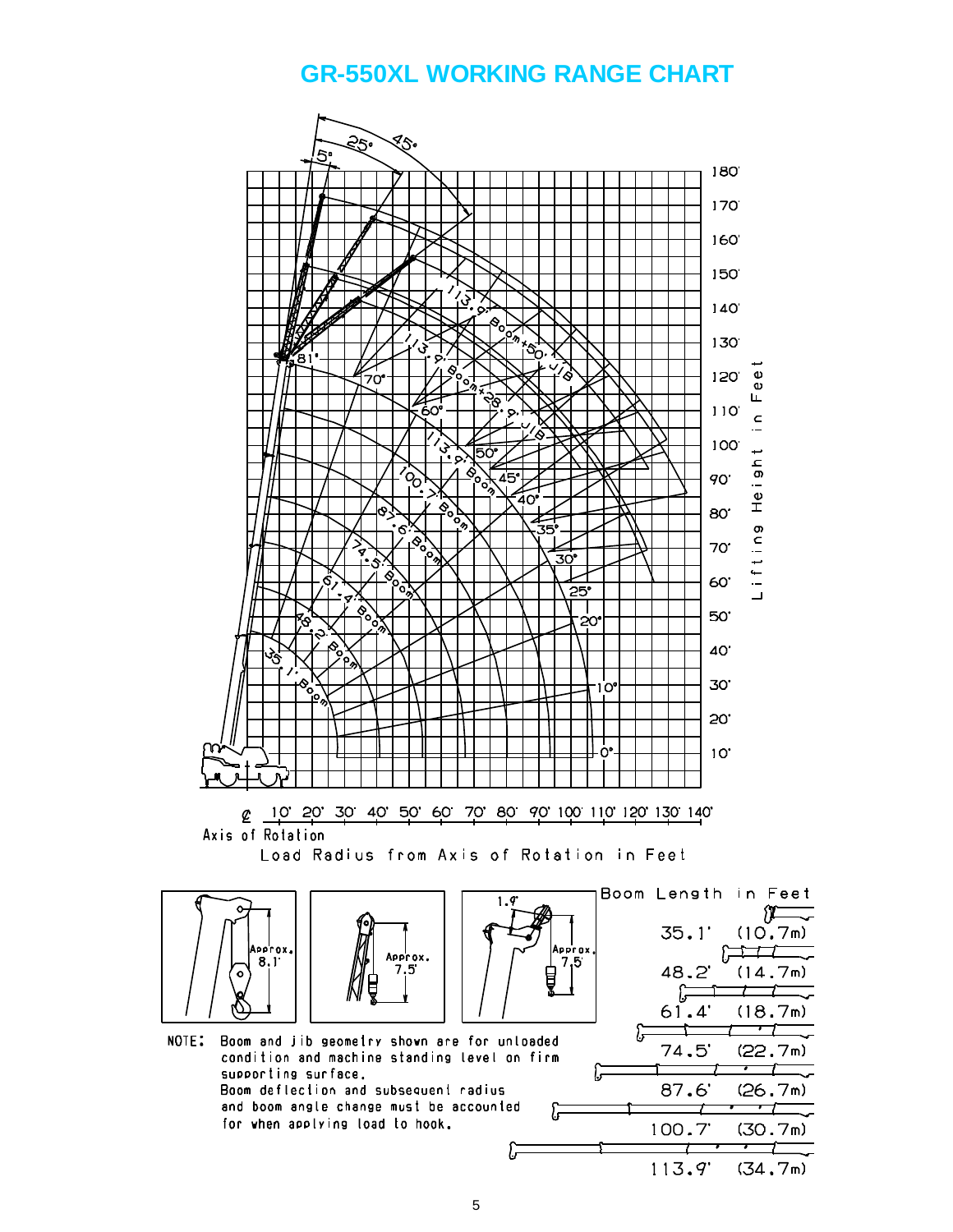# GR-550XL WORKING RANGE CHART

Lifting Height in Feet

Load Radius from Axis of Rotation in Feet

℄ Axis of Rotation

| Boom Length in Feet | |
|---|---|
| 35.1' | (10.7m) |
| 48.2' | (14.7m) |
| 61.4' | (18.7m) |
| 74.5' | (22.7m) |
| 87.6' | (26.7m) |
| 100.7' | (30.7m) |
| 113.9' | (34.7m) |

NOTE: Boom and jib geometry shown are for unloaded condition and machine standing level on firm supporting surface.
Boom deflection and subsequent radius and boom angle change must be accounted for when applying load to hook.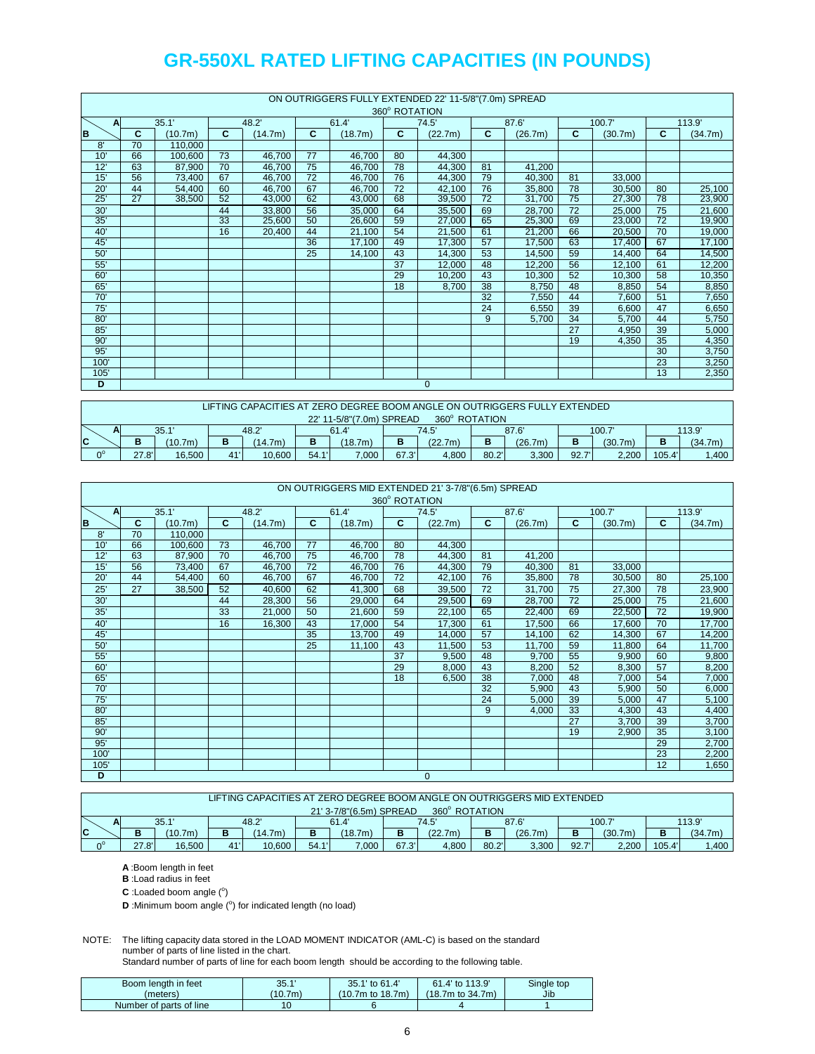# GR-550XL RATED LIFTING CAPACITIES (IN POUNDS)

| ON OUTRIGGERS FULLY EXTENDED 22' 11-5/8"(7.0m) SPREAD 360° ROTATION | | | | | | | | | | | | | | |
|---|---|---|---|---|---|---|---|---|---|---|---|---|---|---|
| A | 35.1' | | 48.2' | | 61.4' | | 74.5' | | 87.6' | | 100.7' | | 113.9' | |
| B | C | (10.7m) | C | (14.7m) | C | (18.7m) | C | (22.7m) | C | (26.7m) | C | (30.7m) | C | (34.7m) |
| 8' | 70 | 110,000 | | | | | | | | | | | | |
| 10' | 66 | 100,600 | 73 | 46,700 | 77 | 46,700 | 80 | 44,300 | | | | | | |
| 12' | 63 | 87,900 | 70 | 46,700 | 75 | 46,700 | 78 | 44,300 | 81 | 41,200 | | | | |
| 15' | 56 | 73,400 | 67 | 46,700 | 72 | 46,700 | 76 | 44,300 | 79 | 40,300 | 81 | 33,000 | | |
| 20' | 44 | 54,400 | 60 | 46,700 | 67 | 46,700 | 72 | 42,100 | 76 | 35,800 | 78 | 30,500 | 80 | 25,100 |
| 25' | 27 | 38,500 | 52 | 43,000 | 62 | 43,000 | 68 | 39,500 | 72 | 31,700 | 75 | 27,300 | 78 | 23,900 |
| 30' | | | 44 | 33,800 | 56 | 35,000 | 64 | 35,500 | 69 | 28,700 | 72 | 25,000 | 75 | 21,600 |
| 35' | | | 33 | 25,600 | 50 | 26,600 | 59 | 27,000 | 65 | 25,300 | 69 | 23,000 | 72 | 19,900 |
| 40' | | | 16 | 20,400 | 44 | 21,100 | 54 | 21,500 | 61 | 21,200 | 66 | 20,500 | 70 | 19,000 |
| 45' | | | | | 36 | 17,100 | 49 | 17,300 | 57 | 17,500 | 63 | 17,400 | 67 | 17,100 |
| 50' | | | | | 25 | 14,100 | 43 | 14,300 | 53 | 14,500 | 59 | 14,400 | 64 | 14,500 |
| 55' | | | | | | | 37 | 12,000 | 48 | 12,200 | 56 | 12,100 | 61 | 12,200 |
| 60' | | | | | | | 29 | 10,200 | 43 | 10,300 | 52 | 10,300 | 58 | 10,350 |
| 65' | | | | | | | 18 | 8,700 | 38 | 8,750 | 48 | 8,850 | 54 | 8,850 |
| 70' | | | | | | | | | 32 | 7,550 | 44 | 7,600 | 51 | 7,650 |
| 75' | | | | | | | | | 24 | 6,550 | 39 | 6,600 | 47 | 6,650 |
| 80' | | | | | | | | | 9 | 5,700 | 34 | 5,700 | 44 | 5,750 |
| 85' | | | | | | | | | | | 27 | 4,950 | 39 | 5,000 |
| 90' | | | | | | | | | | | 19 | 4,350 | 35 | 4,350 |
| 95' | | | | | | | | | | | | | 30 | 3,750 |
| 100' | | | | | | | | | | | | | 23 | 3,250 |
| 105' | | | | | | | | | | | | | 13 | 2,350 |
| D | 0 | | | | | | | | | | | | | |

| LIFTING CAPACITIES AT ZERO DEGREE BOOM ANGLE ON OUTRIGGERS FULLY EXTENDED 22' 11-5/8"(7.0m) SPREAD 360° ROTATION | | | | | | | | | | | | | | |
|---|---|---|---|---|---|---|---|---|---|---|---|---|---|---|
| A | 35.1' | | 48.2' | | 61.4' | | 74.5' | | 87.6' | | 100.7' | | 113.9' | |
| C | B | (10.7m) | B | (14.7m) | B | (18.7m) | B | (22.7m) | B | (26.7m) | B | (30.7m) | B | (34.7m) |
| 0° | 27.8' | 16,500 | 41' | 10,600 | 54.1' | 7,000 | 67.3' | 4,800 | 80.2' | 3,300 | 92.7' | 2,200 | 105.4' | 1,400 |

| ON OUTRIGGERS MID EXTENDED 21' 3-7/8"(6.5m) SPREAD 360° ROTATION | | | | | | | | | | | | | | |
|---|---|---|---|---|---|---|---|---|---|---|---|---|---|---|
| A | 35.1' | | 48.2' | | 61.4' | | 74.5' | | 87.6' | | 100.7' | | 113.9' | |
| B | C | (10.7m) | C | (14.7m) | C | (18.7m) | C | (22.7m) | C | (26.7m) | C | (30.7m) | C | (34.7m) |
| 8' | 70 | 110,000 | | | | | | | | | | | | |
| 10' | 66 | 100,600 | 73 | 46,700 | 77 | 46,700 | 80 | 44,300 | | | | | | |
| 12' | 63 | 87,900 | 70 | 46,700 | 75 | 46,700 | 78 | 44,300 | 81 | 41,200 | | | | |
| 15' | 56 | 73,400 | 67 | 46,700 | 72 | 46,700 | 76 | 44,300 | 79 | 40,300 | 81 | 33,000 | | |
| 20' | 44 | 54,400 | 60 | 46,700 | 67 | 46,700 | 72 | 42,100 | 76 | 35,800 | 78 | 30,500 | 80 | 25,100 |
| 25' | 27 | 38,500 | 52 | 40,600 | 62 | 41,300 | 68 | 39,500 | 72 | 31,700 | 75 | 27,300 | 78 | 23,900 |
| 30' | | | 44 | 28,300 | 56 | 29,000 | 64 | 29,500 | 69 | 28,700 | 72 | 25,000 | 75 | 21,600 |
| 35' | | | 33 | 21,000 | 50 | 21,600 | 59 | 22,100 | 65 | 22,400 | 69 | 22,500 | 72 | 19,900 |
| 40' | | | 16 | 16,300 | 43 | 17,000 | 54 | 17,300 | 61 | 17,500 | 66 | 17,600 | 70 | 17,700 |
| 45' | | | | | 35 | 13,700 | 49 | 14,000 | 57 | 14,100 | 62 | 14,300 | 67 | 14,200 |
| 50' | | | | | 25 | 11,100 | 43 | 11,500 | 53 | 11,700 | 59 | 11,800 | 64 | 11,700 |
| 55' | | | | | | | 37 | 9,500 | 48 | 9,700 | 55 | 9,900 | 60 | 9,800 |
| 60' | | | | | | | 29 | 8,000 | 43 | 8,200 | 52 | 8,300 | 57 | 8,200 |
| 65' | | | | | | | 18 | 6,500 | 38 | 7,000 | 48 | 7,000 | 54 | 7,000 |
| 70' | | | | | | | | | 32 | 5,900 | 43 | 5,900 | 50 | 6,000 |
| 75' | | | | | | | | | 24 | 5,000 | 39 | 5,000 | 47 | 5,100 |
| 80' | | | | | | | | | 9 | 4,000 | 33 | 4,300 | 43 | 4,400 |
| 85' | | | | | | | | | | | 27 | 3,700 | 39 | 3,700 |
| 90' | | | | | | | | | | | 19 | 2,900 | 35 | 3,100 |
| 95' | | | | | | | | | | | | | 29 | 2,700 |
| 100' | | | | | | | | | | | | | 23 | 2,200 |
| 105' | | | | | | | | | | | | | 12 | 1,650 |
| D | 0 | | | | | | | | | | | | | |

| LIFTING CAPACITIES AT ZERO DEGREE BOOM ANGLE ON OUTRIGGERS MID EXTENDED 21' 3-7/8"(6.5m) SPREAD 360° ROTATION | | | | | | | | | | | | | | |
|---|---|---|---|---|---|---|---|---|---|---|---|---|---|---|
| A | 35.1' | | 48.2' | | 61.4' | | 74.5' | | 87.6' | | 100.7' | | 113.9' | |
| C | B | (10.7m) | B | (14.7m) | B | (18.7m) | B | (22.7m) | B | (26.7m) | B | (30.7m) | B | (34.7m) |
| 0° | 27.8' | 16,500 | 41' | 10,600 | 54.1' | 7,000 | 67.3' | 4,800 | 80.2' | 3,300 | 92.7' | 2,200 | 105.4' | 1,400 |

**A** :Boom length in feet

**B** :Load radius in feet

**C** :Loaded boom angle (°)

**D** :Minimum boom angle (°) for indicated length (no load)

NOTE: The lifting capacity data stored in the LOAD MOMENT INDICATOR (AML-C) is based on the standard number of parts of line listed in the chart.
Standard number of parts of line for each boom length should be according to the following table.

| Boom length in feet (meters) | 35.1' (10.7m) | 35.1' to 61.4' (10.7m to 18.7m) | 61.4' to 113.9' (18.7m to 34.7m) | Single top Jib |
|---|---|---|---|---|
| Number of parts of line | 10 | 6 | 4 | 1 |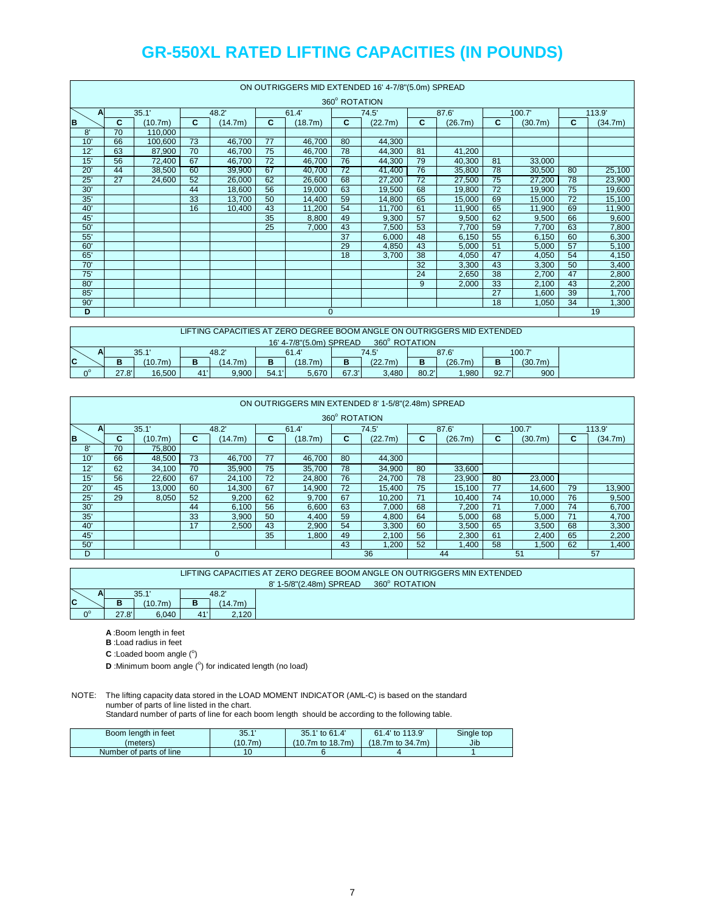# GR-550XL RATED LIFTING CAPACITIES (IN POUNDS)

| ON OUTRIGGERS MID EXTENDED 16' 4-7/8"(5.0m) SPREAD 360° ROTATION | | | | | | | | | | | | | | |
|---|---|---|---|---|---|---|---|---|---|---|---|---|---|---|
| A | 35.1' | | 48.2' | | 61.4' | | 74.5' | | 87.6' | | 100.7' | | 113.9' | |
| B | C | (10.7m) | C | (14.7m) | C | (18.7m) | C | (22.7m) | C | (26.7m) | C | (30.7m) | C | (34.7m) |
| 8' | 70 | 110,000 | | | | | | | | | | | | |
| 10' | 66 | 100,600 | 73 | 46,700 | 77 | 46,700 | 80 | 44,300 | | | | | | |
| 12' | 63 | 87,900 | 70 | 46,700 | 75 | 46,700 | 78 | 44,300 | 81 | 41,200 | | | | |
| 15' | 56 | 72,400 | 67 | 46,700 | 72 | 46,700 | 76 | 44,300 | 79 | 40,300 | 81 | 33,000 | | |
| 20' | 44 | 38,500 | 60 | 39,900 | 67 | 40,700 | 72 | 41,400 | 76 | 35,800 | 78 | 30,500 | 80 | 25,100 |
| 25' | 27 | 24,600 | 52 | 26,000 | 62 | 26,600 | 68 | 27,200 | 72 | 27,500 | 75 | 27,200 | 78 | 23,900 |
| 30' | | | 44 | 18,600 | 56 | 19,000 | 63 | 19,500 | 68 | 19,800 | 72 | 19,900 | 75 | 19,600 |
| 35' | | | 33 | 13,700 | 50 | 14,400 | 59 | 14,800 | 65 | 15,000 | 69 | 15,000 | 72 | 15,100 |
| 40' | | | 16 | 10,400 | 43 | 11,200 | 54 | 11,700 | 61 | 11,900 | 65 | 11,900 | 69 | 11,900 |
| 45' | | | | | 35 | 8,800 | 49 | 9,300 | 57 | 9,500 | 62 | 9,500 | 66 | 9,600 |
| 50' | | | | | 25 | 7,000 | 43 | 7,500 | 53 | 7,700 | 59 | 7,700 | 63 | 7,800 |
| 55' | | | | | | | 37 | 6,000 | 48 | 6,150 | 55 | 6,150 | 60 | 6,300 |
| 60' | | | | | | | 29 | 4,850 | 43 | 5,000 | 51 | 5,000 | 57 | 5,100 |
| 65' | | | | | | | 18 | 3,700 | 38 | 4,050 | 47 | 4,050 | 54 | 4,150 |
| 70' | | | | | | | | | 32 | 3,300 | 43 | 3,300 | 50 | 3,400 |
| 75' | | | | | | | | | 24 | 2,650 | 38 | 2,700 | 47 | 2,800 |
| 80' | | | | | | | | | 9 | 2,000 | 33 | 2,100 | 43 | 2,200 |
| 85' | | | | | | | | | | | 27 | 1,600 | 39 | 1,700 |
| 90' | | | | | | | | | | | 18 | 1,050 | 34 | 1,300 |
| D | 0 | | | | | | | | | | | | 19 | |

| LIFTING CAPACITIES AT ZERO DEGREE BOOM ANGLE ON OUTRIGGERS MID EXTENDED 16' 4-7/8"(5.0m) SPREAD 360° ROTATION | | | | | | | | | | | | |
|---|---|---|---|---|---|---|---|---|---|---|---|---|
| A | 35.1' | | 48.2' | | 61.4' | | 74.5' | | 87.6' | | 100.7' | |
| C | B | (10.7m) | B | (14.7m) | B | (18.7m) | B | (22.7m) | B | (26.7m) | B | (30.7m) |
| 0° | 27.8' | 16,500 | 41' | 9,900 | 54.1' | 5,670 | 67.3' | 3,480 | 80.2' | 1,980 | 92.7' | 900 |

| ON OUTRIGGERS MIN EXTENDED 8' 1-5/8"(2.48m) SPREAD 360° ROTATION | | | | | | | | | | | | | | |
|---|---|---|---|---|---|---|---|---|---|---|---|---|---|---|
| A | 35.1' | | 48.2' | | 61.4' | | 74.5' | | 87.6' | | 100.7' | | 113.9' | |
| B | C | (10.7m) | C | (14.7m) | C | (18.7m) | C | (22.7m) | C | (26.7m) | C | (30.7m) | C | (34.7m) |
| 8' | 70 | 75,800 | | | | | | | | | | | | |
| 10' | 66 | 48,500 | 73 | 46,700 | 77 | 46,700 | 80 | 44,300 | | | | | | |
| 12' | 62 | 34,100 | 70 | 35,900 | 75 | 35,700 | 78 | 34,900 | 80 | 33,600 | | | | |
| 15' | 56 | 22,600 | 67 | 24,100 | 72 | 24,800 | 76 | 24,700 | 78 | 23,900 | 80 | 23,000 | | |
| 20' | 45 | 13,000 | 60 | 14,300 | 67 | 14,900 | 72 | 15,400 | 75 | 15,100 | 77 | 14,600 | 79 | 13,900 |
| 25' | 29 | 8,050 | 52 | 9,200 | 62 | 9,700 | 67 | 10,200 | 71 | 10,400 | 74 | 10,000 | 76 | 9,500 |
| 30' | | | 44 | 6,100 | 56 | 6,600 | 63 | 7,000 | 68 | 7,200 | 71 | 7,000 | 74 | 6,700 |
| 35' | | | 33 | 3,900 | 50 | 4,400 | 59 | 4,800 | 64 | 5,000 | 68 | 5,000 | 71 | 4,700 |
| 40' | | | 17 | 2,500 | 43 | 2,900 | 54 | 3,300 | 60 | 3,500 | 65 | 3,500 | 68 | 3,300 |
| 45' | | | | | 35 | 1,800 | 49 | 2,100 | 56 | 2,300 | 61 | 2,400 | 65 | 2,200 |
| 50' | | | | | | | 43 | 1,200 | 52 | 1,400 | 58 | 1,500 | 62 | 1,400 |
| D | 0 | | | | | | 36 | | 44 | | 51 | | 57 | |

| LIFTING CAPACITIES AT ZERO DEGREE BOOM ANGLE ON OUTRIGGERS MIN EXTENDED 8' 1-5/8"(2.48m) SPREAD 360° ROTATION | | | | |
|---|---|---|---|---|
| A | 35.1' | | 48.2' | |
| C | B | (10.7m) | B | (14.7m) |
| 0° | 27.8' | 6,040 | 41' | 2,120 |

**A** :Boom length in feet
**B** :Load radius in feet
**C** :Loaded boom angle (°)
**D** :Minimum boom angle (°) for indicated length (no load)

NOTE: The lifting capacity data stored in the LOAD MOMENT INDICATOR (AML-C) is based on the standard number of parts of line listed in the chart.
Standard number of parts of line for each boom length should be according to the following table.

| Boom length in feet (meters) | 35.1' (10.7m) | 35.1' to 61.4' (10.7m to 18.7m) | 61.4' to 113.9' (18.7m to 34.7m) | Single top Jib |
|---|---|---|---|---|
| Number of parts of line | 10 | 6 | 4 | 1 |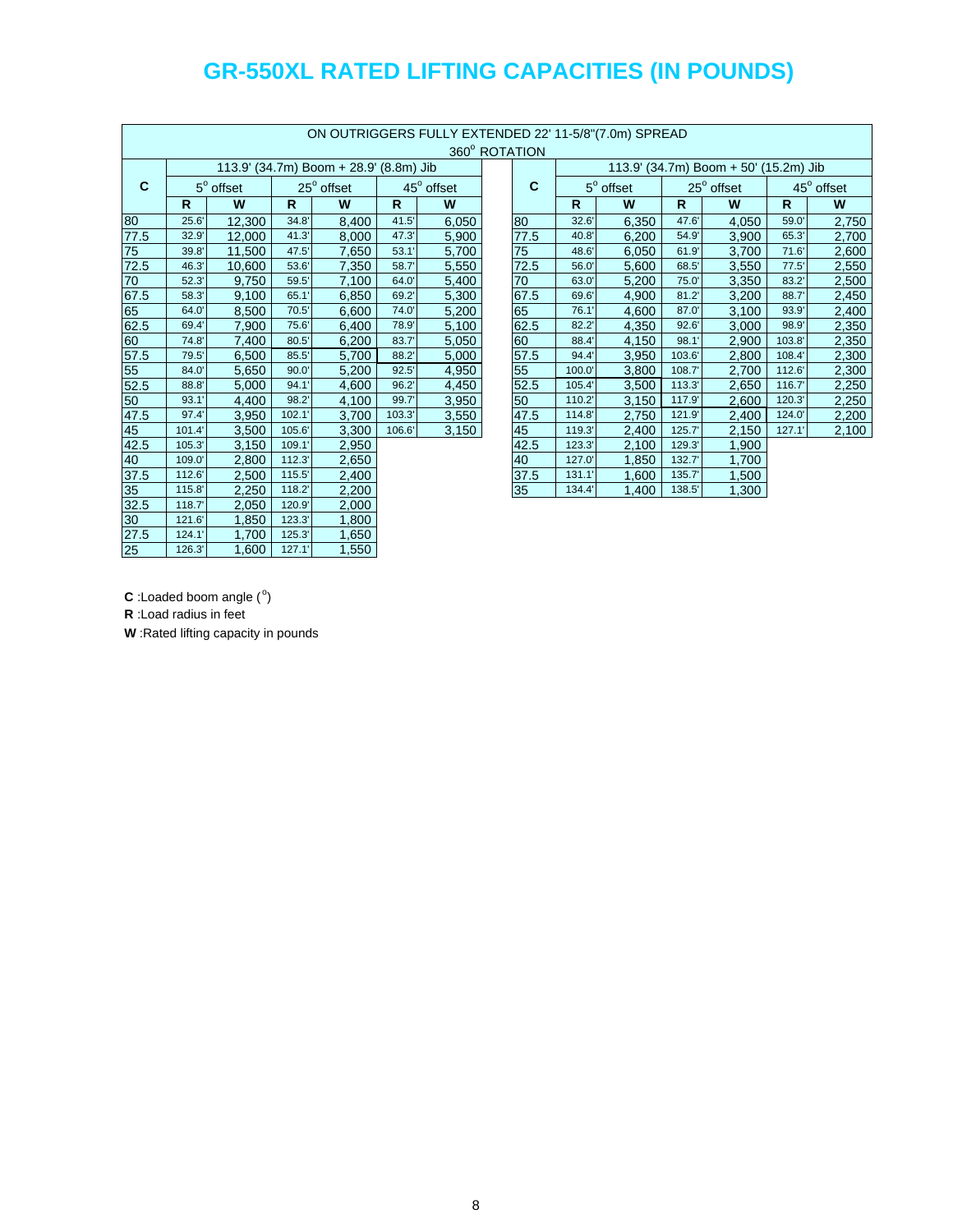# GR-550XL RATED LIFTING CAPACITIES (IN POUNDS)

ON OUTRIGGERS FULLY EXTENDED 22' 11-5/8"(7.0m) SPREAD

360° ROTATION

| C | 113.9' (34.7m) Boom + 28.9' (8.8m) Jib | | | | | |
|---|---|---|---|---|---|---|
| | 5° offset | | 25° offset | | 45° offset | |
| | R | W | R | W | R | W |
| 80 | 25.6' | 12,300 | 34.8' | 8,400 | 41.5' | 6,050 |
| 77.5 | 32.9' | 12,000 | 41.3' | 8,000 | 47.3' | 5,900 |
| 75 | 39.8' | 11,500 | 47.5' | 7,650 | 53.1' | 5,700 |
| 72.5 | 46.3' | 10,600 | 53.6' | 7,350 | 58.7' | 5,550 |
| 70 | 52.3' | 9,750 | 59.5' | 7,100 | 64.0' | 5,400 |
| 67.5 | 58.3' | 9,100 | 65.1' | 6,850 | 69.2' | 5,300 |
| 65 | 64.0' | 8,500 | 70.5' | 6,600 | 74.0' | 5,200 |
| 62.5 | 69.4' | 7,900 | 75.6' | 6,400 | 78.9' | 5,100 |
| 60 | 74.8' | 7,400 | 80.5' | 6,200 | 83.7' | 5,050 |
| 57.5 | 79.5' | 6,500 | 85.5' | 5,700 | 88.2' | 5,000 |
| 55 | 84.0' | 5,650 | 90.0' | 5,200 | 92.5' | 4,950 |
| 52.5 | 88.8' | 5,000 | 94.1' | 4,600 | 96.2' | 4,450 |
| 50 | 93.1' | 4,400 | 98.2' | 4,100 | 99.7' | 3,950 |
| 47.5 | 97.4' | 3,950 | 102.1' | 3,700 | 103.3' | 3,550 |
| 45 | 101.4' | 3,500 | 105.6' | 3,300 | 106.6' | 3,150 |
| 42.5 | 105.3' | 3,150 | 109.1' | 2,950 | | |
| 40 | 109.0' | 2,800 | 112.3' | 2,650 | | |
| 37.5 | 112.6' | 2,500 | 115.5' | 2,400 | | |
| 35 | 115.8' | 2,250 | 118.2' | 2,200 | | |
| 32.5 | 118.7' | 2,050 | 120.9' | 2,000 | | |
| 30 | 121.6' | 1,850 | 123.3' | 1,800 | | |
| 27.5 | 124.1' | 1,700 | 125.3' | 1,650 | | |
| 25 | 126.3' | 1,600 | 127.1' | 1,550 | | |

| C | 113.9' (34.7m) Boom + 50' (15.2m) Jib | | | | | |
|---|---|---|---|---|---|---|
| | 5° offset | | 25° offset | | 45° offset | |
| | R | W | R | W | R | W |
| 80 | 32.6' | 6,350 | 47.6' | 4,050 | 59.0' | 2,750 |
| 77.5 | 40.8' | 6,200 | 54.9' | 3,900 | 65.3' | 2,700 |
| 75 | 48.6' | 6,050 | 61.9' | 3,700 | 71.6' | 2,600 |
| 72.5 | 56.0' | 5,600 | 68.5' | 3,550 | 77.5' | 2,550 |
| 70 | 63.0' | 5,200 | 75.0' | 3,350 | 83.2' | 2,500 |
| 67.5 | 69.6' | 4,900 | 81.2' | 3,200 | 88.7' | 2,450 |
| 65 | 76.1' | 4,600 | 87.0' | 3,100 | 93.9' | 2,400 |
| 62.5 | 82.2' | 4,350 | 92.6' | 3,000 | 98.9' | 2,350 |
| 60 | 88.4' | 4,150 | 98.1' | 2,900 | 103.8' | 2,350 |
| 57.5 | 94.4' | 3,950 | 103.6' | 2,800 | 108.4' | 2,300 |
| 55 | 100.0' | 3,800 | 108.7' | 2,700 | 112.6' | 2,300 |
| 52.5 | 105.4' | 3,500 | 113.3' | 2,650 | 116.7' | 2,250 |
| 50 | 110.2' | 3,150 | 117.9' | 2,600 | 120.3' | 2,250 |
| 47.5 | 114.8' | 2,750 | 121.9' | 2,400 | 124.0' | 2,200 |
| 45 | 119.3' | 2,400 | 125.7' | 2,150 | 127.1' | 2,100 |
| 42.5 | 123.3' | 2,100 | 129.3' | 1,900 | | |
| 40 | 127.0' | 1,850 | 132.7' | 1,700 | | |
| 37.5 | 131.1' | 1,600 | 135.7' | 1,500 | | |
| 35 | 134.4' | 1,400 | 138.5' | 1,300 | | |

**C** :Loaded boom angle (°)

**R** :Load radius in feet

**W** :Rated lifting capacity in pounds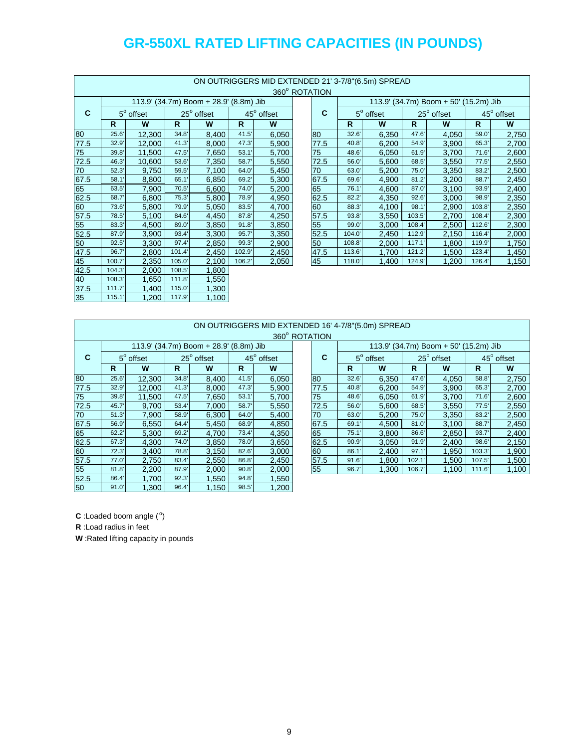# GR-550XL RATED LIFTING CAPACITIES (IN POUNDS)

| ON OUTRIGGERS MID EXTENDED 21' 3-7/8"(6.5m) SPREAD 360° ROTATION | | | | | | | | | | | | | | |
|---|---|---|---|---|---|---|---|---|---|---|---|---|---|---|
| | 113.9' (34.7m) Boom + 28.9' (8.8m) Jib | | | | | | | 113.9' (34.7m) Boom + 50' (15.2m) Jib | | | | | | |
| C | 5° offset | | 25° offset | | 45° offset | | C | 5° offset | | 25° offset | | 45° offset | | |
| | R | W | R | W | R | W | | R | W | R | W | R | W | |
| 80 | 25.6' | 12,300 | 34.8' | 8,400 | 41.5' | 6,050 | 80 | 32.6' | 6,350 | 47.6' | 4,050 | 59.0' | 2,750 | |
| 77.5 | 32.9' | 12,000 | 41.3' | 8,000 | 47.3' | 5,900 | 77.5 | 40.8' | 6,200 | 54.9' | 3,900 | 65.3' | 2,700 | |
| 75 | 39.8' | 11,500 | 47.5' | 7,650 | 53.1' | 5,700 | 75 | 48.6' | 6,050 | 61.9' | 3,700 | 71.6' | 2,600 | |
| 72.5 | 46.3' | 10,600 | 53.6' | 7,350 | 58.7' | 5,550 | 72.5 | 56.0' | 5,600 | 68.5' | 3,550 | 77.5' | 2,550 | |
| 70 | 52.3' | 9,750 | 59.5' | 7,100 | 64.0' | 5,450 | 70 | 63.0' | 5,200 | 75.0' | 3,350 | 83.2' | 2,500 | |
| 67.5 | 58.1' | 8,800 | 65.1' | 6,850 | 69.2' | 5,300 | 67.5 | 69.6' | 4,900 | 81.2' | 3,200 | 88.7' | 2,450 | |
| 65 | 63.5' | 7,900 | 70.5' | 6,600 | 74.0' | 5,200 | 65 | 76.1' | 4,600 | 87.0' | 3,100 | 93.9' | 2,400 | |
| 62.5 | 68.7' | 6,800 | 75.3' | 5,800 | 78.9' | 4,950 | 62.5 | 82.2' | 4,350 | 92.6' | 3,000 | 98.9' | 2,350 | |
| 60 | 73.6' | 5,800 | 79.9' | 5,050 | 83.5' | 4,700 | 60 | 88.3' | 4,100 | 98.1' | 2,900 | 103.8' | 2,350 | |
| 57.5 | 78.5' | 5,100 | 84.6' | 4,450 | 87.8' | 4,250 | 57.5 | 93.8' | 3,550 | 103.5' | 2,700 | 108.4' | 2,300 | |
| 55 | 83.3' | 4,500 | 89.0' | 3,850 | 91.8' | 3,850 | 55 | 99.0' | 3,000 | 108.4' | 2,500 | 112.6' | 2,300 | |
| 52.5 | 87.9' | 3,900 | 93.4' | 3,300 | 95.7' | 3,350 | 52.5 | 104.0' | 2,450 | 112.9' | 2,150 | 116.4' | 2,000 | |
| 50 | 92.5' | 3,300 | 97.4' | 2,850 | 99.3' | 2,900 | 50 | 108.8' | 2,000 | 117.1' | 1,800 | 119.9' | 1,750 | |
| 47.5 | 96.7' | 2,800 | 101.4' | 2,450 | 102.9' | 2,450 | 47.5 | 113.6' | 1,700 | 121.2' | 1,500 | 123.4' | 1,450 | |
| 45 | 100.7' | 2,350 | 105.0' | 2,100 | 106.2' | 2,050 | 45 | 118.0' | 1,400 | 124.9' | 1,200 | 126.4' | 1,150 | |
| 42.5 | 104.3' | 2,000 | 108.5' | 1,800 | | | | | | | | | | |
| 40 | 108.3' | 1,650 | 111.8' | 1,550 | | | | | | | | | | |
| 37.5 | 111.7' | 1,400 | 115.0' | 1,300 | | | | | | | | | | |
| 35 | 115.1' | 1,200 | 117.9' | 1,100 | | | | | | | | | | |

| ON OUTRIGGERS MID EXTENDED 16' 4-7/8"(5.0m) SPREAD 360° ROTATION | | | | | | | | | | | | | | |
|---|---|---|---|---|---|---|---|---|---|---|---|---|---|---|
| | 113.9' (34.7m) Boom + 28.9' (8.8m) Jib | | | | | | | 113.9' (34.7m) Boom + 50' (15.2m) Jib | | | | | | |
| C | 5° offset | | 25° offset | | 45° offset | | C | 5° offset | | 25° offset | | 45° offset | | |
| | R | W | R | W | R | W | | R | W | R | W | R | W | |
| 80 | 25.6' | 12,300 | 34.8' | 8,400 | 41.5' | 6,050 | 80 | 32.6' | 6,350 | 47.6' | 4,050 | 58.8' | 2,750 | |
| 77.5 | 32.9' | 12,000 | 41.3' | 8,000 | 47.3' | 5,900 | 77.5 | 40.8' | 6,200 | 54.9' | 3,900 | 65.3' | 2,700 | |
| 75 | 39.8' | 11,500 | 47.5' | 7,650 | 53.1' | 5,700 | 75 | 48.6' | 6,050 | 61.9' | 3,700 | 71.6' | 2,600 | |
| 72.5 | 45.7' | 9,700 | 53.4' | 7,000 | 58.7' | 5,550 | 72.5 | 56.0' | 5,600 | 68.5' | 3,550 | 77.5' | 2,550 | |
| 70 | 51.3' | 7,900 | 58.9' | 6,300 | 64.0' | 5,400 | 70 | 63.0' | 5,200 | 75.0' | 3,350 | 83.2' | 2,500 | |
| 67.5 | 56.9' | 6,550 | 64.4' | 5,450 | 68.9' | 4,850 | 67.5 | 69.1' | 4,500 | 81.0' | 3,100 | 88.7' | 2,450 | |
| 65 | 62.2' | 5,300 | 69.2' | 4,700 | 73.4' | 4,350 | 65 | 75.1' | 3,800 | 86.6' | 2,850 | 93.7' | 2,400 | |
| 62.5 | 67.3' | 4,300 | 74.0' | 3,850 | 78.0' | 3,650 | 62.5 | 90.9' | 3,050 | 91.9' | 2,400 | 98.6' | 2,150 | |
| 60 | 72.3' | 3,400 | 78.8' | 3,150 | 82.6' | 3,000 | 60 | 86.1' | 2,400 | 97.1' | 1,950 | 103.3' | 1,900 | |
| 57.5 | 77.0' | 2,750 | 83.4' | 2,550 | 86.8' | 2,450 | 57.5 | 91.6' | 1,800 | 102.1' | 1,500 | 107.5' | 1,500 | |
| 55 | 81.8' | 2,200 | 87.9' | 2,000 | 90.8' | 2,000 | 55 | 96.7' | 1,300 | 106.7' | 1,100 | 111.6' | 1,100 | |
| 52.5 | 86.4' | 1,700 | 92.3' | 1,550 | 94.8' | 1,550 | | | | | | | | |
| 50 | 91.0' | 1,300 | 96.4' | 1,150 | 98.5' | 1,200 | | | | | | | | |

**C** :Loaded boom angle (°)

**R** :Load radius in feet

**W** :Rated lifting capacity in pounds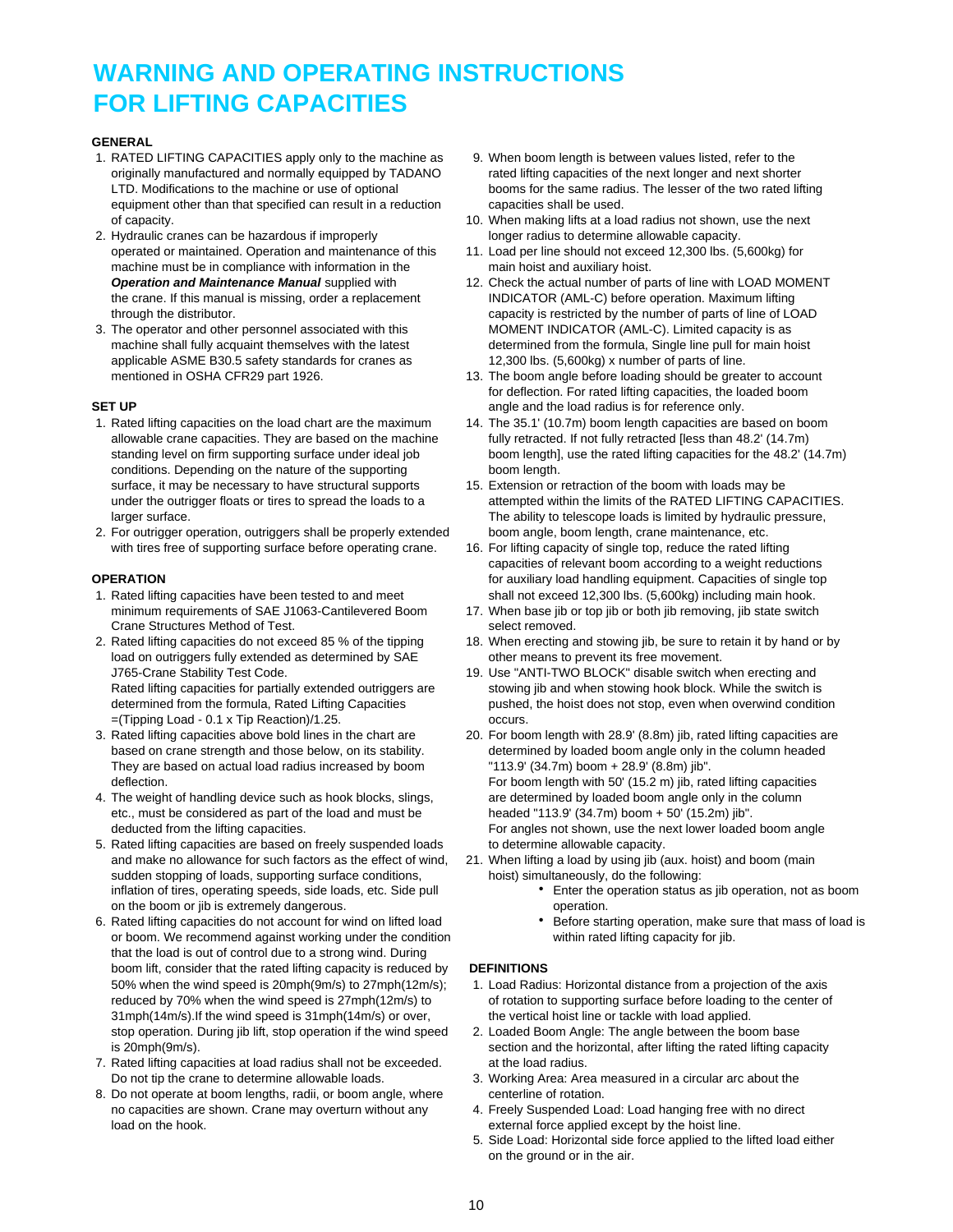# WARNING AND OPERATING INSTRUCTIONS FOR LIFTING CAPACITIES

### GENERAL

1. RATED LIFTING CAPACITIES apply only to the machine as originally manufactured and normally equipped by TADANO LTD. Modifications to the machine or use of optional equipment other than that specified can result in a reduction of capacity.
2. Hydraulic cranes can be hazardous if improperly operated or maintained. Operation and maintenance of this machine must be in compliance with information in the ***Operation and Maintenance Manual*** supplied with the crane. If this manual is missing, order a replacement through the distributor.
3. The operator and other personnel associated with this machine shall fully acquaint themselves with the latest applicable ASME B30.5 safety standards for cranes as mentioned in OSHA CFR29 part 1926.

### SET UP

1. Rated lifting capacities on the load chart are the maximum allowable crane capacities. They are based on the machine standing level on firm supporting surface under ideal job conditions. Depending on the nature of the supporting surface, it may be necessary to have structural supports under the outrigger floats or tires to spread the loads to a larger surface.
2. For outrigger operation, outriggers shall be properly extended with tires free of supporting surface before operating crane.

### OPERATION

1. Rated lifting capacities have been tested to and meet minimum requirements of SAE J1063-Cantilevered Boom Crane Structures Method of Test.
2. Rated lifting capacities do not exceed 85 % of the tipping load on outriggers fully extended as determined by SAE J765-Crane Stability Test Code.
   Rated lifting capacities for partially extended outriggers are determined from the formula, Rated Lifting Capacities =(Tipping Load - 0.1 x Tip Reaction)/1.25.
3. Rated lifting capacities above bold lines in the chart are based on crane strength and those below, on its stability. They are based on actual load radius increased by boom deflection.
4. The weight of handling device such as hook blocks, slings, etc., must be considered as part of the load and must be deducted from the lifting capacities.
5. Rated lifting capacities are based on freely suspended loads and make no allowance for such factors as the effect of wind, sudden stopping of loads, supporting surface conditions, inflation of tires, operating speeds, side loads, etc. Side pull on the boom or jib is extremely dangerous.
6. Rated lifting capacities do not account for wind on lifted load or boom. We recommend against working under the condition that the load is out of control due to a strong wind. During boom lift, consider that the rated lifting capacity is reduced by 50% when the wind speed is 20mph(9m/s) to 27mph(12m/s); reduced by 70% when the wind speed is 27mph(12m/s) to 31mph(14m/s).If the wind speed is 31mph(14m/s) or over, stop operation. During jib lift, stop operation if the wind speed is 20mph(9m/s).
7. Rated lifting capacities at load radius shall not be exceeded. Do not tip the crane to determine allowable loads.
8. Do not operate at boom lengths, radii, or boom angle, where no capacities are shown. Crane may overturn without any load on the hook.
9. When boom length is between values listed, refer to the rated lifting capacities of the next longer and next shorter booms for the same radius. The lesser of the two rated lifting capacities shall be used.
10. When making lifts at a load radius not shown, use the next longer radius to determine allowable capacity.
11. Load per line should not exceed 12,300 lbs. (5,600kg) for main hoist and auxiliary hoist.
12. Check the actual number of parts of line with LOAD MOMENT INDICATOR (AML-C) before operation. Maximum lifting capacity is restricted by the number of parts of line of LOAD MOMENT INDICATOR (AML-C). Limited capacity is as determined from the formula, Single line pull for main hoist 12,300 lbs. (5,600kg) x number of parts of line.
13. The boom angle before loading should be greater to account for deflection. For rated lifting capacities, the loaded boom angle and the load radius is for reference only.
14. The 35.1' (10.7m) boom length capacities are based on boom fully retracted. If not fully retracted [less than 48.2' (14.7m) boom length], use the rated lifting capacities for the 48.2' (14.7m) boom length.
15. Extension or retraction of the boom with loads may be attempted within the limits of the RATED LIFTING CAPACITIES. The ability to telescope loads is limited by hydraulic pressure, boom angle, boom length, crane maintenance, etc.
16. For lifting capacity of single top, reduce the rated lifting capacities of relevant boom according to a weight reductions for auxiliary load handling equipment. Capacities of single top shall not exceed 12,300 lbs. (5,600kg) including main hook.
17. When base jib or top jib or both jib removing, jib state switch select removed.
18. When erecting and stowing jib, be sure to retain it by hand or by other means to prevent its free movement.
19. Use "ANTI-TWO BLOCK" disable switch when erecting and stowing jib and when stowing hook block. While the switch is pushed, the hoist does not stop, even when overwind condition occurs.
20. For boom length with 28.9' (8.8m) jib, rated lifting capacities are determined by loaded boom angle only in the column headed "113.9' (34.7m) boom + 28.9' (8.8m) jib".
    For boom length with 50' (15.2 m) jib, rated lifting capacities are determined by loaded boom angle only in the column headed "113.9' (34.7m) boom + 50' (15.2m) jib".
    For angles not shown, use the next lower loaded boom angle to determine allowable capacity.
21. When lifting a load by using jib (aux. hoist) and boom (main hoist) simultaneously, do the following:
    - Enter the operation status as jib operation, not as boom operation.
    - Before starting operation, make sure that mass of load is within rated lifting capacity for jib.

### DEFINITIONS

1. Load Radius: Horizontal distance from a projection of the axis of rotation to supporting surface before loading to the center of the vertical hoist line or tackle with load applied.
2. Loaded Boom Angle: The angle between the boom base section and the horizontal, after lifting the rated lifting capacity at the load radius.
3. Working Area: Area measured in a circular arc about the centerline of rotation.
4. Freely Suspended Load: Load hanging free with no direct external force applied except by the hoist line.
5. Side Load: Horizontal side force applied to the lifted load either on the ground or in the air.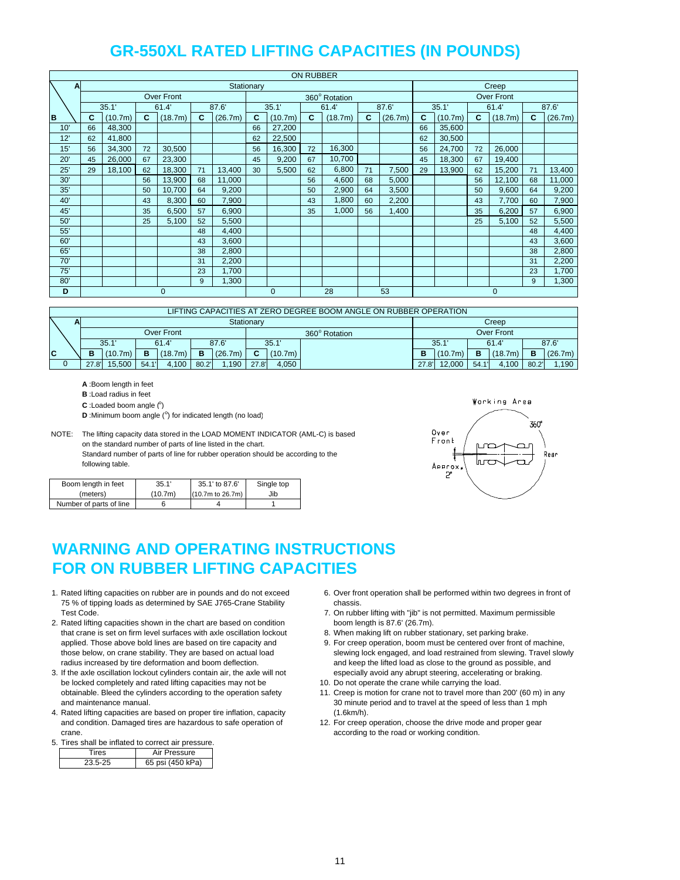# GR-550XL RATED LIFTING CAPACITIES (IN POUNDS)

| ON RUBBER | | | | | | | | | | | | | | | | | | | | | | | | |
|---|---|---|---|---|---|---|---|---|---|---|---|---|---|---|---|---|---|---|---|---|---|---|---|---|
| A | Stationary | | | | | | | | | | | | Creep | | | | | | | | | | | |
| | Over Front | | | | | | 360° Rotation | | | | | | Over Front | | | | | | | | | | | |
| | 35.1' | | 61.4' | | 87.6' | | 35.1' | | 61.4' | | 87.6' | | 35.1' | | 61.4' | | 87.6' | | | | | | | |
| B | C | (10.7m) | C | (18.7m) | C | (26.7m) | C | (10.7m) | C | (18.7m) | C | (26.7m) | C | (10.7m) | C | (18.7m) | C | (26.7m) | | | | | | |
| 10' | 66 | 48,300 | | | | | 66 | 27,200 | | | | | 66 | 35,600 | | | | | | | | | | |
| 12' | 62 | 41,800 | | | | | 62 | 22,500 | | | | | 62 | 30,500 | | | | | | | | | | |
| 15' | 56 | 34,300 | 72 | 30,500 | | | 56 | 16,300 | 72 | 16,300 | | | 56 | 24,700 | 72 | 26,000 | | | | | | | | |
| 20' | 45 | 26,000 | 67 | 23,300 | | | 45 | 9,200 | 67 | 10,700 | | | 45 | 18,300 | 67 | 19,400 | | | | | | | | |
| 25' | 29 | 18,100 | 62 | 18,300 | 71 | 13,400 | 30 | 5,500 | 62 | 6,800 | 71 | 7,500 | 29 | 13,900 | 62 | 15,200 | 71 | 13,400 | | | | | | |
| 30' | | | 56 | 13,900 | 68 | 11,000 | | | 56 | 4,600 | 68 | 5,000 | | | 56 | 12,100 | 68 | 11,000 | | | | | | |
| 35' | | | 50 | 10,700 | 64 | 9,200 | | | 50 | 2,900 | 64 | 3,500 | | | 50 | 9,600 | 64 | 9,200 | | | | | | |
| 40' | | | 43 | 8,300 | 60 | 7,900 | | | 43 | 1,800 | 60 | 2,200 | | | 43 | 7,700 | 60 | 7,900 | | | | | | |
| 45' | | | 35 | 6,500 | 57 | 6,900 | | | 35 | 1,000 | 56 | 1,400 | | | 35 | 6,200 | 57 | 6,900 | | | | | | |
| 50' | | | 25 | 5,100 | 52 | 5,500 | | | | | | | | | 25 | 5,100 | 52 | 5,500 | | | | | | |
| 55' | | | | | 48 | 4,400 | | | | | | | | | | | 48 | 4,400 | | | | | | |
| 60' | | | | | 43 | 3,600 | | | | | | | | | | | 43 | 3,600 | | | | | | |
| 65' | | | | | 38 | 2,800 | | | | | | | | | | | 38 | 2,800 | | | | | | |
| 70' | | | | | 31 | 2,200 | | | | | | | | | | | 31 | 2,200 | | | | | | |
| 75' | | | | | 23 | 1,700 | | | | | | | | | | | 23 | 1,700 | | | | | | |
| 80' | | | | | 9 | 1,300 | | | | | | | | | | | 9 | 1,300 | | | | | | |
| D | 0 | | | | | | 0 | | 28 | | 53 | | 0 | | | | | | | | | | | |

| LIFTING CAPACITIES AT ZERO DEGREE BOOM ANGLE ON RUBBER OPERATION | | | | | | | | | | | | | | | |
|---|---|---|---|---|---|---|---|---|---|---|---|---|---|---|---|
| A | Stationary | | | | | | | | | Creep | | | | | |
| | Over Front | | | | | | 360° Rotation | | | Over Front | | | | | |
| | 35.1' | | 61.4' | | 87.6' | | 35.1' | | | 35.1' | | 61.4' | | 87.6' | |
| C | B | (10.7m) | B | (18.7m) | B | (26.7m) | C | (10.7m) | | B | (10.7m) | B | (18.7m) | B | (26.7m) |
| 0 | 27.8' | 15,500 | 54.1' | 4,100 | 80.2' | 1,190 | 27.8' | 4,050 | | 27.8' | 12,000 | 54.1' | 4,100 | 80.2' | 1,190 |

**A** :Boom length in feet
**B** :Load radius in feet
**C** :Loaded boom angle (°)
**D** :Minimum boom angle (°) for indicated length (no load)

NOTE: The lifting capacity data stored in the LOAD MOMENT INDICATOR (AML-C) is based on the standard number of parts of line listed in the chart. Standard number of parts of line for rubber operation should be according to the following table.

| Boom length in feet (meters) | 35.1' (10.7m) | 35.1' to 87.6' (10.7m to 26.7m) | Single top Jib |
|---|---|---|---|
| Number of parts of line | 6 | 4 | 1 |

Working Area: 360°, Over Front, Rear, Approx. 2°

# WARNING AND OPERATING INSTRUCTIONS FOR ON RUBBER LIFTING CAPACITIES

1. Rated lifting capacities on rubber are in pounds and do not exceed 75 % of tipping loads as determined by SAE J765-Crane Stability Test Code.
2. Rated lifting capacities shown in the chart are based on condition that crane is set on firm level surfaces with axle oscillation lockout applied. Those above bold lines are based on tire capacity and those below, on crane stability. They are based on actual load radius increased by tire deformation and boom deflection.
3. If the axle oscillation lockout cylinders contain air, the axle will not be locked completely and rated lifting capacities may not be obtainable. Bleed the cylinders according to the operation safety and maintenance manual.
4. Rated lifting capacities are based on proper tire inflation, capacity and condition. Damaged tires are hazardous to safe operation of crane.
5. Tires shall be inflated to correct air pressure.

| Tires | Air Pressure |
|---|---|
| 23.5-25 | 65 psi (450 kPa) |

6. Over front operation shall be performed within two degrees in front of chassis.
7. On rubber lifting with "jib" is not permitted. Maximum permissible boom length is 87.6' (26.7m).
8. When making lift on rubber stationary, set parking brake.
9. For creep operation, boom must be centered over front of machine, slewing lock engaged, and load restrained from slewing. Travel slowly and keep the lifted load as close to the ground as possible, and especially avoid any abrupt steering, accelerating or braking.
10. Do not operate the crane while carrying the load.
11. Creep is motion for crane not to travel more than 200' (60 m) in any 30 minute period and to travel at the speed of less than 1 mph (1.6km/h).
12. For creep operation, choose the drive mode and proper gear according to the road or working condition.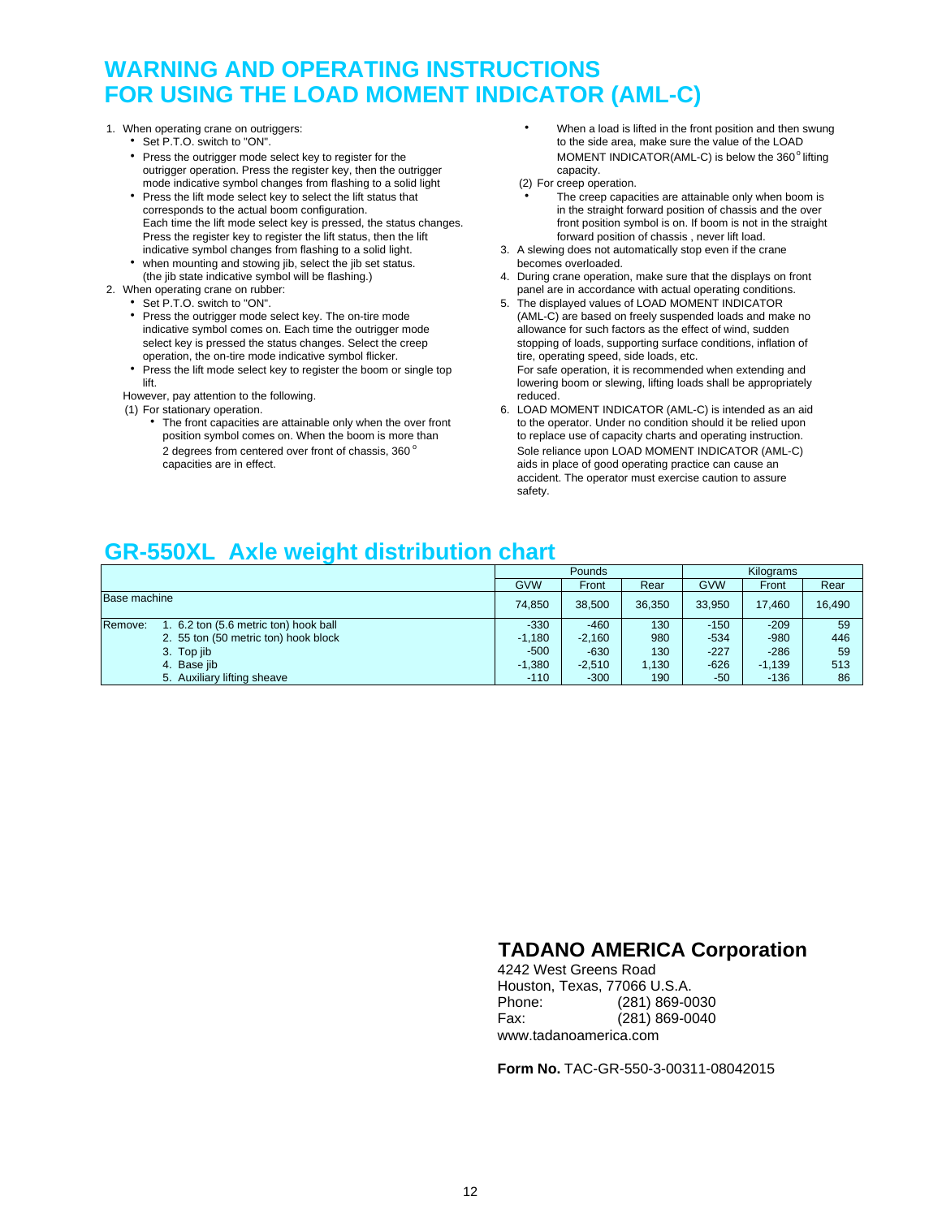# WARNING AND OPERATING INSTRUCTIONS FOR USING THE LOAD MOMENT INDICATOR (AML-C)

1. When operating crane on outriggers:
   - Set P.T.O. switch to "ON".
   - Press the outrigger mode select key to register for the outrigger operation. Press the register key, then the outrigger mode indicative symbol changes from flashing to a solid light
   - Press the lift mode select key to select the lift status that corresponds to the actual boom configuration. Each time the lift mode select key is pressed, the status changes. Press the register key to register the lift status, then the lift indicative symbol changes from flashing to a solid light.
   - when mounting and stowing jib, select the jib set status. (the jib state indicative symbol will be flashing.)
2. When operating crane on rubber:
   - Set P.T.O. switch to "ON".
   - Press the outrigger mode select key. The on-tire mode indicative symbol comes on. Each time the outrigger mode select key is pressed the status changes. Select the creep operation, the on-tire mode indicative symbol flicker.
   - Press the lift mode select key to register the boom or single top lift.

   However, pay attention to the following.

   (1) For stationary operation.
   - The front capacities are attainable only when the over front position symbol comes on. When the boom is more than 2 degrees from centered over front of chassis, 360° capacities are in effect.
   - When a load is lifted in the front position and then swung to the side area, make sure the value of the LOAD MOMENT INDICATOR(AML-C) is below the 360° lifting capacity.

   (2) For creep operation.
   - The creep capacities are attainable only when boom is in the straight forward position of chassis and the over front position symbol is on. If boom is not in the straight forward position of chassis , never lift load.
3. A slewing does not automatically stop even if the crane becomes overloaded.
4. During crane operation, make sure that the displays on front panel are in accordance with actual operating conditions.
5. The displayed values of LOAD MOMENT INDICATOR (AML-C) are based on freely suspended loads and make no allowance for such factors as the effect of wind, sudden stopping of loads, supporting surface conditions, inflation of tire, operating speed, side loads, etc. For safe operation, it is recommended when extending and lowering boom or slewing, lifting loads shall be appropriately reduced.
6. LOAD MOMENT INDICATOR (AML-C) is intended as an aid to the operator. Under no condition should it be relied upon to replace use of capacity charts and operating instruction. Sole reliance upon LOAD MOMENT INDICATOR (AML-C) aids in place of good operating practice can cause an accident. The operator must exercise caution to assure safety.

## GR-550XL Axle weight distribution chart

| | Pounds | | | Kilograms | | |
|---|---|---|---|---|---|---|
| | GVW | Front | Rear | GVW | Front | Rear |
| Base machine | 74,850 | 38,500 | 36,350 | 33,950 | 17,460 | 16,490 |
| Remove: 1. 6.2 ton (5.6 metric ton) hook ball | -330 | -460 | 130 | -150 | -209 | 59 |
| 2. 55 ton (50 metric ton) hook block | -1,180 | -2,160 | 980 | -534 | -980 | 446 |
| 3. Top jib | -500 | -630 | 130 | -227 | -286 | 59 |
| 4. Base jib | -1,380 | -2,510 | 1,130 | -626 | -1,139 | 513 |
| 5. Auxiliary lifting sheave | -110 | -300 | 190 | -50 | -136 | 86 |

**TADANO AMERICA Corporation**

4242 West Greens Road
Houston, Texas, 77066 U.S.A.
Phone: (281) 869-0030
Fax: (281) 869-0040
www.tadanoamerica.com

**Form No.** TAC-GR-550-3-00311-08042015